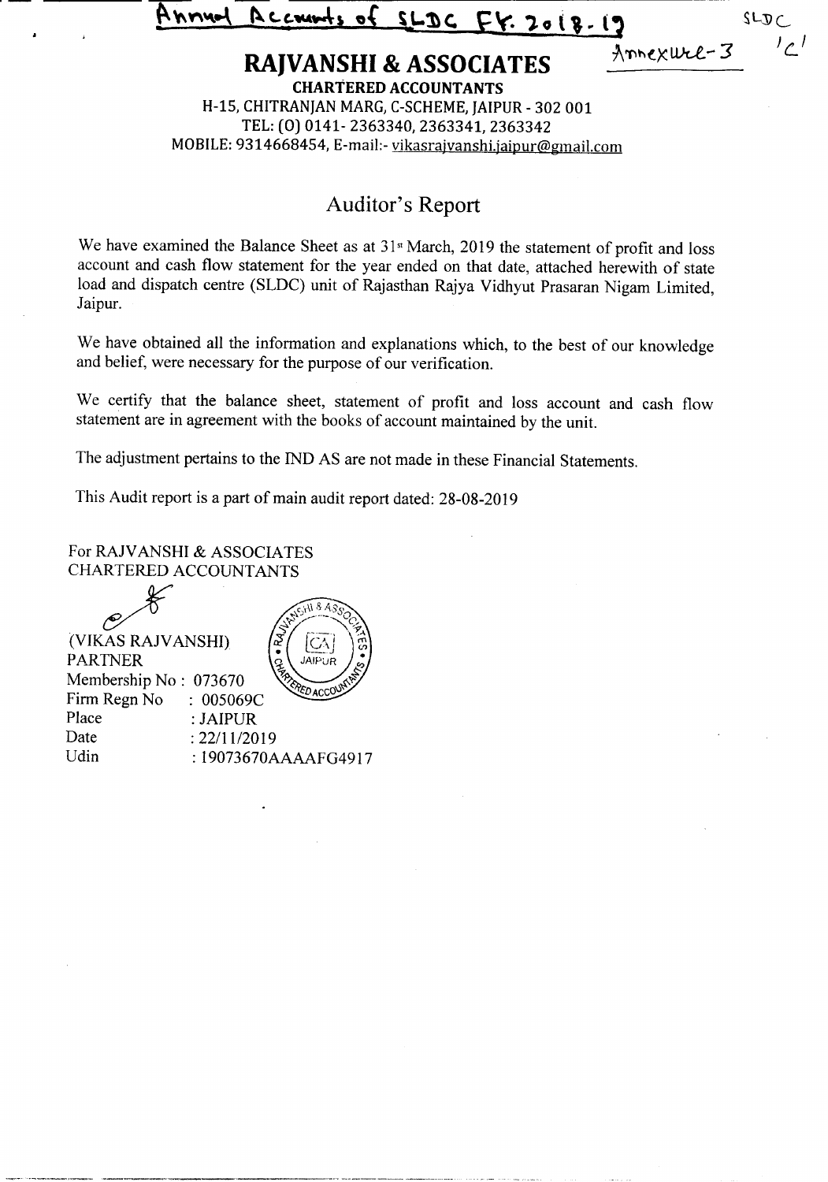Annual Accounts of SLDC FY. 2018-19

SLDC 'C'

Annexure-3

# RAJVANSHI & ASSOCIATES

**CHARTERED ACCOUNTANTS**

H-15, CHITRANJAN MARG, C-SCHEME, JAIPUR - 302 001

TEL: (O) 0141- 2363340, 2363341, 2363342

MOBILE: 9314668454, E-mail:- vikasrajvanshi.jaipur@gmail.com

## Auditor's Report

We have examined the Balance Sheet as at 31st March, 2019 the statement of profit and loss account and cash flow statement for the year ended on that date, attached herewith of state load and dispatch centre (SLDC) unit of Rajasthan Rajya Vidhyut Prasaran Nigam Limited, Jaipur.

We have obtained all the information and explanations which, to the best of our knowledge and belief, were necessary for the purpose of our verification.

We certify that the balance sheet, statement of profit and loss account and cash flow statement are in agreement with the books of account maintained by the unit.

The adjustment pertains to the IND AS are not made in these Financial Statements.

This Audit report is a part of main audit report dated: 28-08-2019

For RAJVANSHI & ASSOCIATES
CHARTERED ACCOUNTANTS

(VIKAS RAJVANSHI)
PARTNER

Membership No : 073670
Firm Regn No : 005069C
Place : JAIPUR
Date : 22/11/2019
Udin : 19073670AAAAFG4917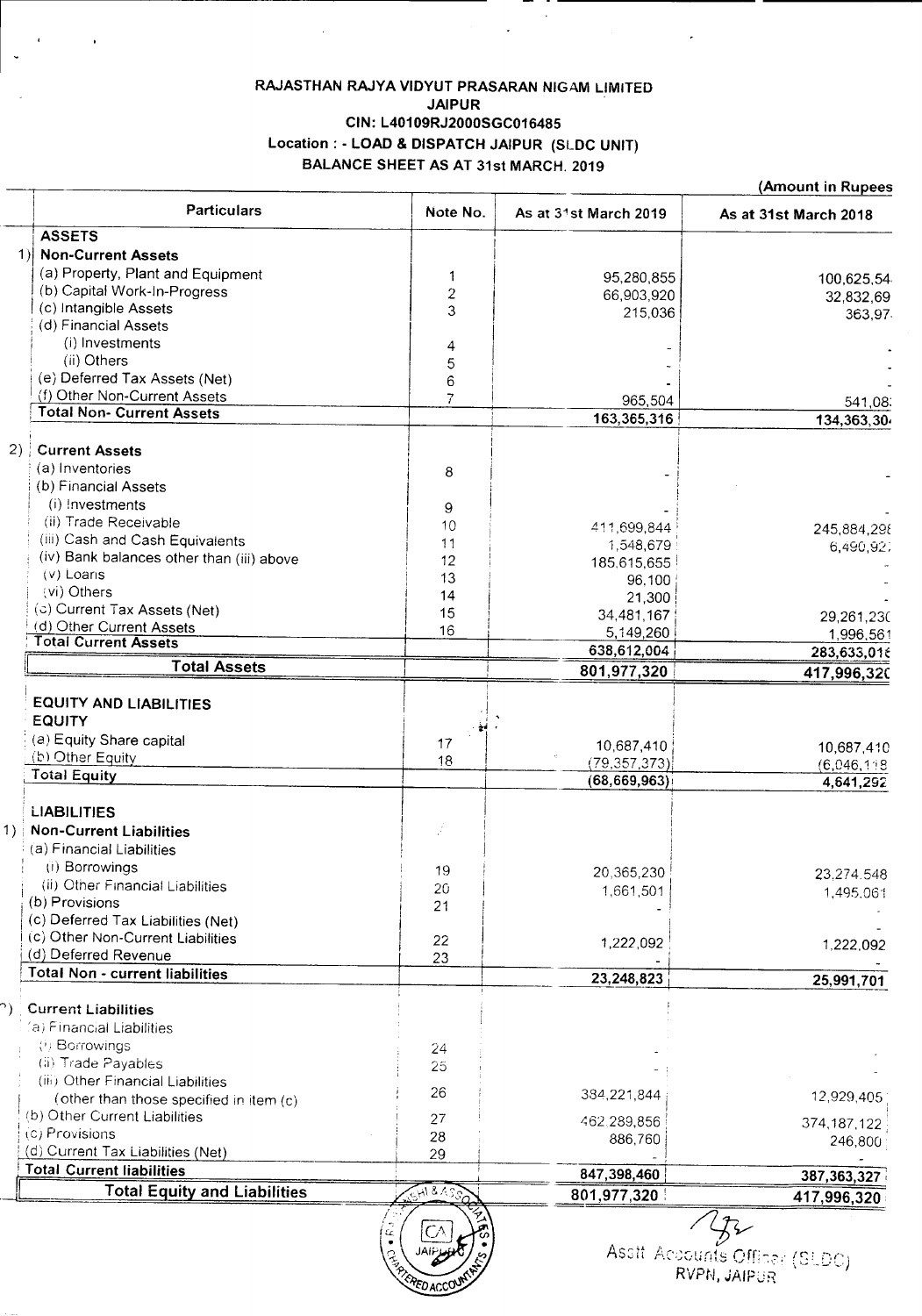# RAJASTHAN RAJYA VIDYUT PRASARAN NIGAM LIMITED

## JAIPUR

## CIN: L40109RJ2000SGC016485

## Location : - LOAD & DISPATCH JAIPUR (SLDC UNIT)

## BALANCE SHEET AS AT 31st MARCH, 2019

(Amount in Rupees)

| | Particulars | Note No. | As at 31st March 2019 | As at 31st March 2018 |
|---|---|---|---|---|
| | **ASSETS** | | | |
| 1) | **Non-Current Assets** | | | |
| | (a) Property, Plant and Equipment | 1 | 95,280,855 | 100,625,54 |
| | (b) Capital Work-In-Progress | 2 | 66,903,920 | 32,832,69 |
| | (c) Intangible Assets | 3 | 215,036 | 363,97 |
| | (d) Financial Assets | | | |
| | (i) Investments | 4 | - | - |
| | (ii) Others | 5 | - | - |
| | (e) Deferred Tax Assets (Net) | 6 | - | - |
| | (f) Other Non-Current Assets | 7 | 965,504 | 541,08 |
| | **Total Non- Current Assets** | | **163,365,316** | **134,363,30** |
| 2) | **Current Assets** | | | |
| | (a) Inventories | 8 | - | - |
| | (b) Financial Assets | | | |
| | (i) Investments | 9 | - | - |
| | (ii) Trade Receivable | 10 | 411,699,844 | 245,884,29 |
| | (iii) Cash and Cash Equivalents | 11 | 1,548,679 | 6,490,92 |
| | (iv) Bank balances other than (iii) above | 12 | 185,615,655 | - |
| | (v) Loans | 13 | 96,100 | - |
| | (vi) Others | 14 | 21,300 | - |
| | (c) Current Tax Assets (Net) | 15 | 34,481,167 | 29,261,23 |
| | (d) Other Current Assets | 16 | 5,149,260 | 1,996,561 |
| | **Total Current Assets** | | **638,612,004** | **283,633,01** |
| | **Total Assets** | | **801,977,320** | **417,996,320** |
| | **EQUITY AND LIABILITIES** | | | |
| | **EQUITY** | | | |
| | (a) Equity Share capital | 17 | 10,687,410 | 10,687,410 |
| | (b) Other Equity | 18 | (79,357,373) | (6,046,118) |
| | **Total Equity** | | **(68,669,963)** | **4,641,292** |
| | **LIABILITIES** | | | |
| 1) | **Non-Current Liabilities** | | | |
| | (a) Financial Liabilities | | | |
| | (i) Borrowings | 19 | 20,365,230 | 23,274,548 |
| | (ii) Other Financial Liabilities | 20 | 1,661,501 | 1,495,061 |
| | (b) Provisions | 21 | - | - |
| | (c) Deferred Tax Liabilities (Net) | | | - |
| | (c) Other Non-Current Liabilities | 22 | 1,222,092 | 1,222,092 |
| | (d) Deferred Revenue | 23 | - | - |
| | **Total Non - current liabilities** | | **23,248,823** | **25,991,701** |
| 2) | **Current Liabilities** | | | |
| | (a) Financial Liabilities | | | |
| | (i) Borrowings | 24 | - | - |
| | (ii) Trade Payables | 25 | - | - |
| | (iii) Other Financial Liabilities (other than those specified in item (c) | 26 | 384,221,844 | 12,929,405 |
| | (b) Other Current Liabilities | 27 | 462,289,856 | 374,187,122 |
| | (c) Provisions | 28 | 886,760 | 246,800 |
| | (d) Current Tax Liabilities (Net) | 29 | - | - |
| | **Total Current liabilities** | | **847,398,460** | **387,363,327** |
| | **Total Equity and Liabilities** | | **801,977,320** | **417,996,320** |

Asstt Accounts Officer (SLDC)
RVPN, JAIPUR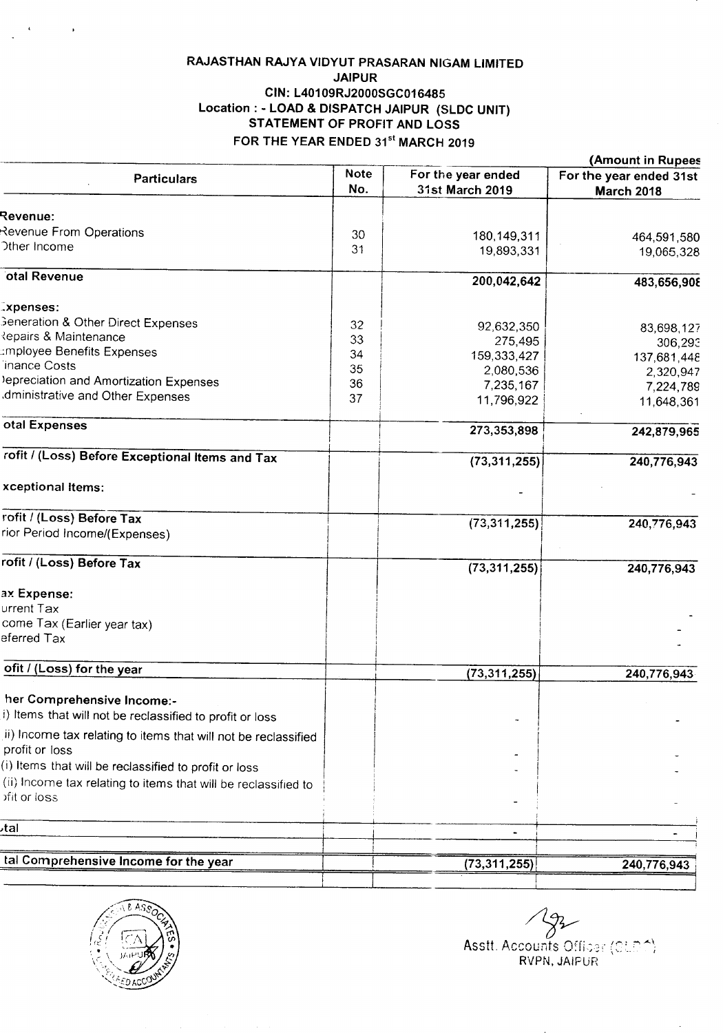# RAJASTHAN RAJYA VIDYUT PRASARAN NIGAM LIMITED
## JAIPUR
### CIN: L40109RJ2000SGC016485
### Location : - LOAD & DISPATCH JAIPUR (SLDC UNIT)
### STATEMENT OF PROFIT AND LOSS
### FOR THE YEAR ENDED 31st MARCH 2019

(Amount in Rupees

| Particulars | Note No. | For the year ended 31st March 2019 | For the year ended 31st March 2018 |
|---|---|---|---|
| **Revenue:** | | | |
| Revenue From Operations | 30 | 180,149,311 | 464,591,580 |
| Other Income | 31 | 19,893,331 | 19,065,328 |
| **Total Revenue** | | **200,042,642** | **483,656,908** |
| **Expenses:** | | | |
| Generation & Other Direct Expenses | 32 | 92,632,350 | 83,698,127 |
| Repairs & Maintenance | 33 | 275,495 | 306,293 |
| Employee Benefits Expenses | 34 | 159,333,427 | 137,681,448 |
| Finance Costs | 35 | 2,080,536 | 2,320,947 |
| Depreciation and Amortization Expenses | 36 | 7,235,167 | 7,224,789 |
| Administrative and Other Expenses | 37 | 11,796,922 | 11,648,361 |
| **Total Expenses** | | **273,353,898** | **242,879,965** |
| **Profit / (Loss) Before Exceptional Items and Tax** | | **(73,311,255)** | **240,776,943** |
| **Exceptional Items:** | | - | - |
| **Profit / (Loss) Before Tax** | | **(73,311,255)** | **240,776,943** |
| Prior Period Income/(Expenses) | | | |
| **Profit / (Loss) Before Tax** | | **(73,311,255)** | **240,776,943** |
| **Tax Expense:** | | | |
| Current Tax | | | - |
| Income Tax (Earlier year tax) | | | - |
| Deferred Tax | | | - |
| **Profit / (Loss) for the year** | | **(73,311,255)** | **240,776,943** |
| **Other Comprehensive Income:-** | | | |
| (i) Items that will not be reclassified to profit or loss | | - | - |
| (ii) Income tax relating to items that will not be reclassified to profit or loss | | - | - |
| (i) Items that will be reclassified to profit or loss | | - | - |
| (ii) Income tax relating to items that will be reclassified to profit or loss | | - | - |
| **Total** | | - | - |
| **Total Comprehensive Income for the year** | | **(73,311,255)** | **240,776,943** |

Asstt. Accounts Officer (SLDC)
RVPN, JAIPUR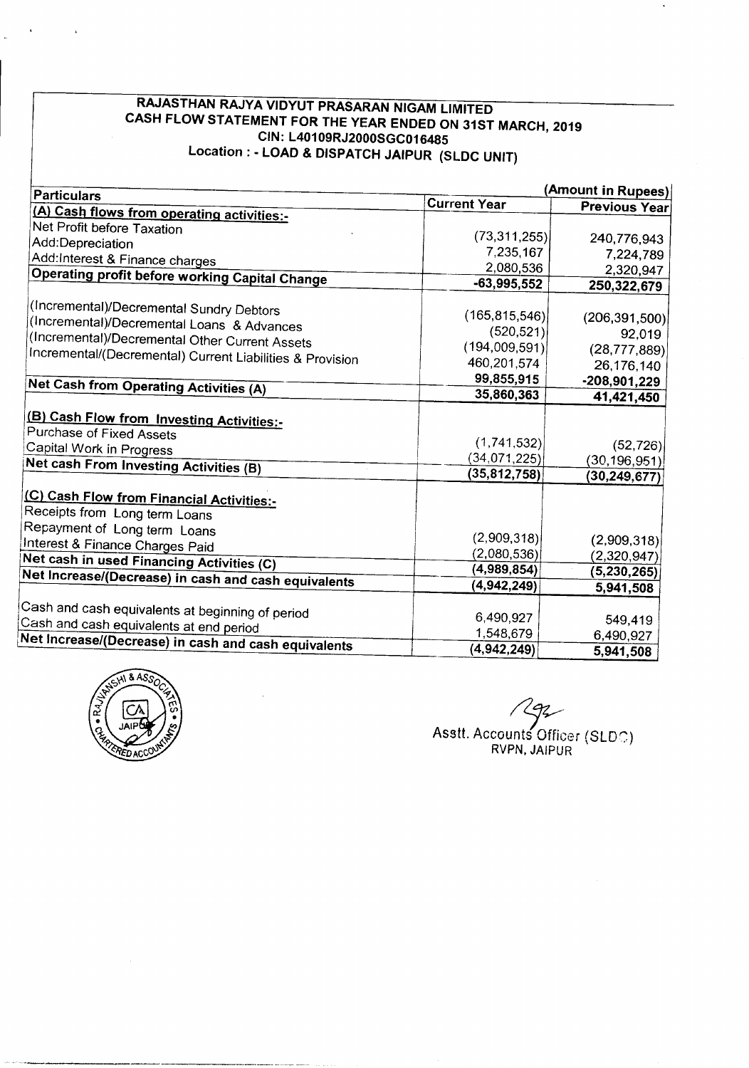# RAJASTHAN RAJYA VIDYUT PRASARAN NIGAM LIMITED
## CASH FLOW STATEMENT FOR THE YEAR ENDED ON 31ST MARCH, 2019
### CIN: L40109RJ2000SGC016485
### Location : - LOAD & DISPATCH JAIPUR (SLDC UNIT)

| Particulars | Current Year | (Amount in Rupees) Previous Year |
|---|---|---|
| **(A) Cash flows from operating activities:-** | | |
| Net Profit before Taxation | (73,311,255) | 240,776,943 |
| Add:Depreciation | 7,235,167 | 7,224,789 |
| Add:Interest & Finance charges | 2,080,536 | 2,320,947 |
| **Operating profit before working Capital Change** | **-63,995,552** | **250,322,679** |
| (Incremental)/Decremental Sundry Debtors | (165,815,546) | (206,391,500) |
| (Incremental)/Decremental Loans & Advances | (520,521) | 92,019 |
| (Incremental)/Decremental Other Current Assets | (194,009,591) | (28,777,889) |
| Incremental/(Decremental) Current Liabilities & Provision | 460,201,574 | 26,176,140 |
| | **99,855,915** | **-208,901,229** |
| **Net Cash from Operating Activities (A)** | **35,860,363** | **41,421,450** |
| **(B) Cash Flow from Investing Activities:-** | | |
| Purchase of Fixed Assets | (1,741,532) | (52,726) |
| Capital Work in Progress | (34,071,225) | (30,196,951) |
| **Net cash From Investing Activities (B)** | **(35,812,758)** | **(30,249,677)** |
| **(C) Cash Flow from Financial Activities:-** | | |
| Receipts from Long term Loans | | |
| Repayment of Long term Loans | (2,909,318) | (2,909,318) |
| Interest & Finance Charges Paid | (2,080,536) | (2,320,947) |
| **Net cash in used Financing Activities (C)** | **(4,989,854)** | **(5,230,265)** |
| **Net Increase/(Decrease) in cash and cash equivalents** | **(4,942,249)** | **5,941,508** |
| Cash and cash equivalents at beginning of period | 6,490,927 | 549,419 |
| Cash and cash equivalents at end period | 1,548,679 | 6,490,927 |
| **Net Increase/(Decrease) in cash and cash equivalents** | **(4,942,249)** | **5,941,508** |

Asstt. Accounts Officer (SLDC)
RVPN, JAIPUR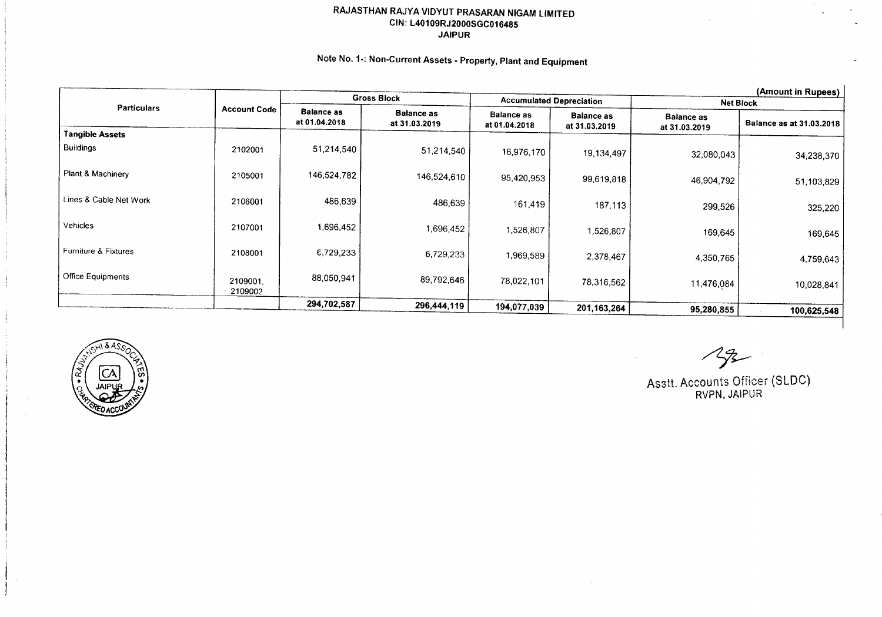RAJASTHAN RAJYA VIDYUT PRASARAN NIGAM LIMITED
CIN: L40109RJ2000SGC016485
JAIPUR

## Note No. 1-: Non-Current Assets - Property, Plant and Equipment

(Amount in Rupees)

| Particulars | Account Code | Gross Block | | Accumulated Depreciation | | Net Block | |
|---|---|---|---|---|---|---|---|
| | | Balance as at 01.04.2018 | Balance as at 31.03.2019 | Balance as at 01.04.2018 | Balance as at 31.03.2019 | Balance as at 31.03.2019 | Balance as at 31.03.2018 |
| **Tangible Assets** | | | | | | | |
| Buildings | 2102001 | 51,214,540 | 51,214,540 | 16,976,170 | 19,134,497 | 32,080,043 | 34,238,370 |
| Plant & Machinery | 2105001 | 146,524,782 | 146,524,610 | 95,420,953 | 99,619,818 | 46,904,792 | 51,103,829 |
| Lines & Cable Net Work | 2106001 | 486,639 | 486,639 | 161,419 | 187,113 | 299,526 | 325,220 |
| Vehicles | 2107001 | 1,696,452 | 1,696,452 | 1,526,807 | 1,526,807 | 169,645 | 169,645 |
| Furniture & Fixtures | 2108001 | 6,729,233 | 6,729,233 | 1,969,589 | 2,378,467 | 4,350,765 | 4,759,643 |
| Office Equipments | 2109001, 2109002 | 88,050,941 | 89,792,646 | 78,022,101 | 78,316,562 | 11,476,084 | 10,028,841 |
| | | 294,702,587 | 296,444,119 | 194,077,039 | 201,163,264 | 95,280,855 | 100,625,548 |

Asstt. Accounts Officer (SLDC)
RVPN, JAIPUR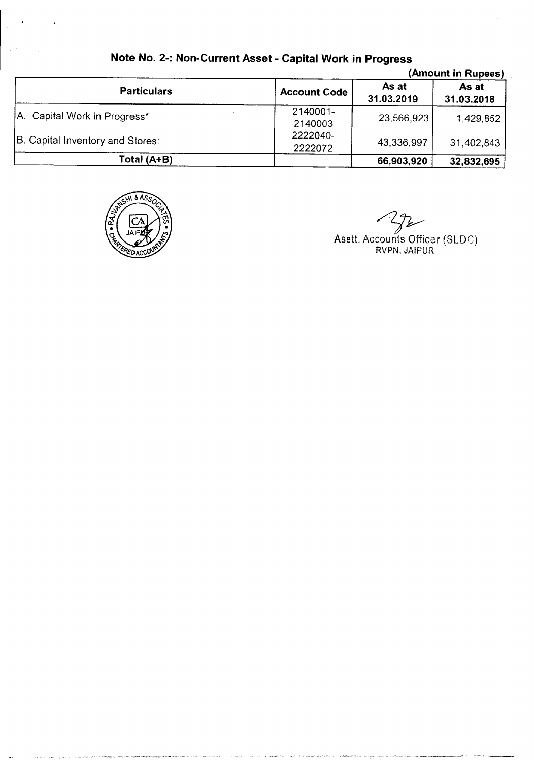## Note No. 2-: Non-Current Asset - Capital Work in Progress

(Amount in Rupees)

| Particulars | Account Code | As at 31.03.2019 | As at 31.03.2018 |
|---|---|---|---|
| A. Capital Work in Progress* | 2140001-2140003 | 23,566,923 | 1,429,852 |
| B. Capital Inventory and Stores: | 2222040-2222072 | 43,336,997 | 31,402,843 |
| **Total (A+B)** | | **66,903,920** | **32,832,695** |

Asstt. Accounts Officer (SLDC)
RVPN, JAIPUR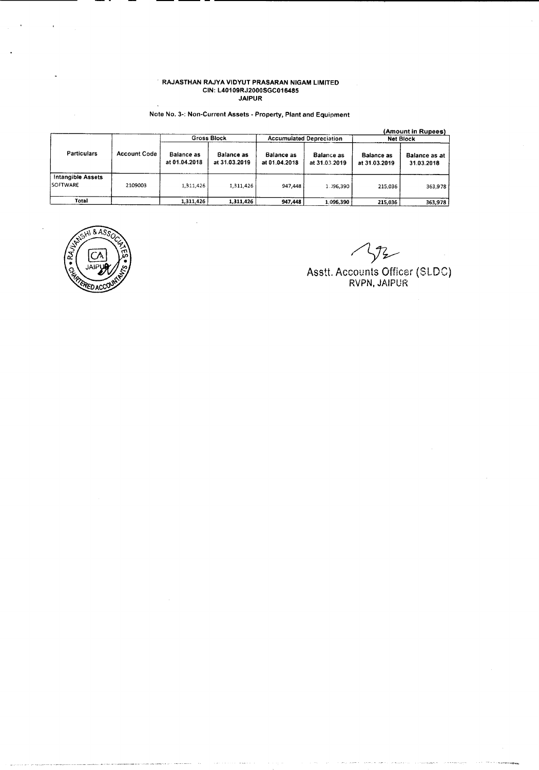**RAJASTHAN RAJYA VIDYUT PRASARAN NIGAM LIMITED**
**CIN: L40109RJ2000SGC016485**
**JAIPUR**

Note No. 3-: Non-Current Assets - Property, Plant and Equipment

**(Amount in Rupees)**

| Particulars | Account Code | Gross Block | | Accumulated Depreciation | | Net Block | |
|---|---|---|---|---|---|---|---|
| | | Balance as at 01.04.2018 | Balance as at 31.03.2019 | Balance as at 01.04.2018 | Balance as at 31.03.2019 | Balance as at 31.03.2019 | Balance as at 31.03.2018 |
| **Intangible Assets** | | | | | | | |
| SOFTWARE | 2109003 | 1,311,426 | 1,311,426 | 947,448 | 1,096,390 | 215,036 | 363,978 |
| **Total** | | **1,311,426** | **1,311,426** | **947,448** | **1,096,390** | **215,036** | **363,978** |

RAJVANSHI & ASSOCIATES
CHARTERED ACCOUNTANTS
JAIPUR

Asstt. Accounts Officer (SLDC)
RVPN, JAIPUR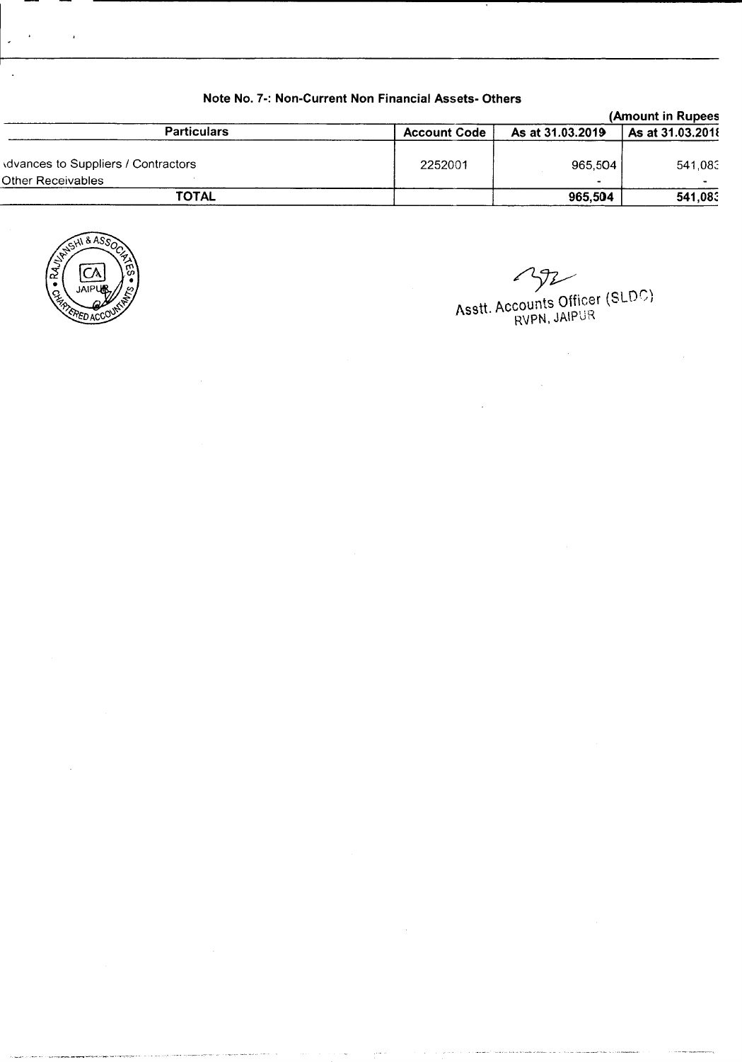## Note No. 7-: Non-Current Non Financial Assets- Others

(Amount in Rupees

| Particulars | Account Code | As at 31.03.2019 | As at 31.03.2018 |
|---|---|---|---|
| Advances to Suppliers / Contractors | 2252001 | 965,504 | 541,083 |
| Other Receivables | | - | - |
| **TOTAL** | | **965,504** | **541,083** |

RAJVANSHI & ASSOCIATES CHARTERED ACCOUNTANTS JAIPUR

Asstt. Accounts Officer (SLDC)
RVPN, JAIPUR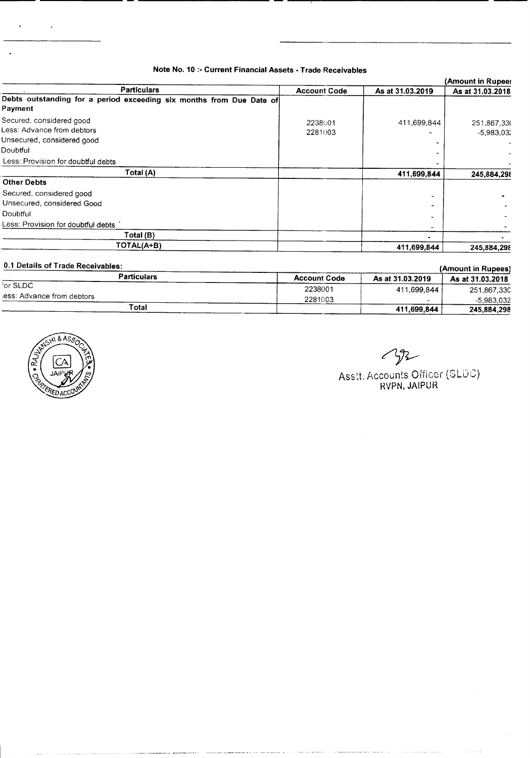## Note No. 10 :- Current Financial Assets - Trade Receivables

(Amount in Rupees)

| Particulars | Account Code | As at 31.03.2019 | As at 31.03.2018 |
|---|---|---|---|
| **Debts outstanding for a period exceeding six months from Due Date of Payment** | | | |
| Secured, considered good | 2238001 | 411,699,844 | 251,867,330 |
| Less: Advance from debtors | 2281003 | - | -5,983,032 |
| Unsecured, considered good | | - | - |
| Doubtful | | - | - |
| Less: Provision for doubtful debts | | - | - |
| **Total (A)** | | **411,699,844** | **245,884,298** |
| **Other Debts** | | | |
| Secured, considered good | | - | - |
| Unsecured, considered Good | | - | - |
| Doubtful | | - | - |
| Less: Provision for doubtful debts | | - | - |
| **Total (B)** | | - | - |
| **TOTAL(A+B)** | | **411,699,844** | **245,884,298** |

### 0.1 Details of Trade Receivables:

(Amount in Rupees)

| Particulars | Account Code | As at 31.03.2019 | As at 31.03.2018 |
|---|---|---|---|
| For SLDC | 2238001 | 411,699,844 | 251,867,330 |
| Less: Advance from debtors | 2281003 | - | -5,983,032 |
| **Total** | | **411,699,844** | **245,884,298** |

RAJVANSHI & ASSOCIATES CHARTERED ACCOUNTANTS JAIPUR

Asstt. Accounts Officer (SLDC)
RVPN, JAIPUR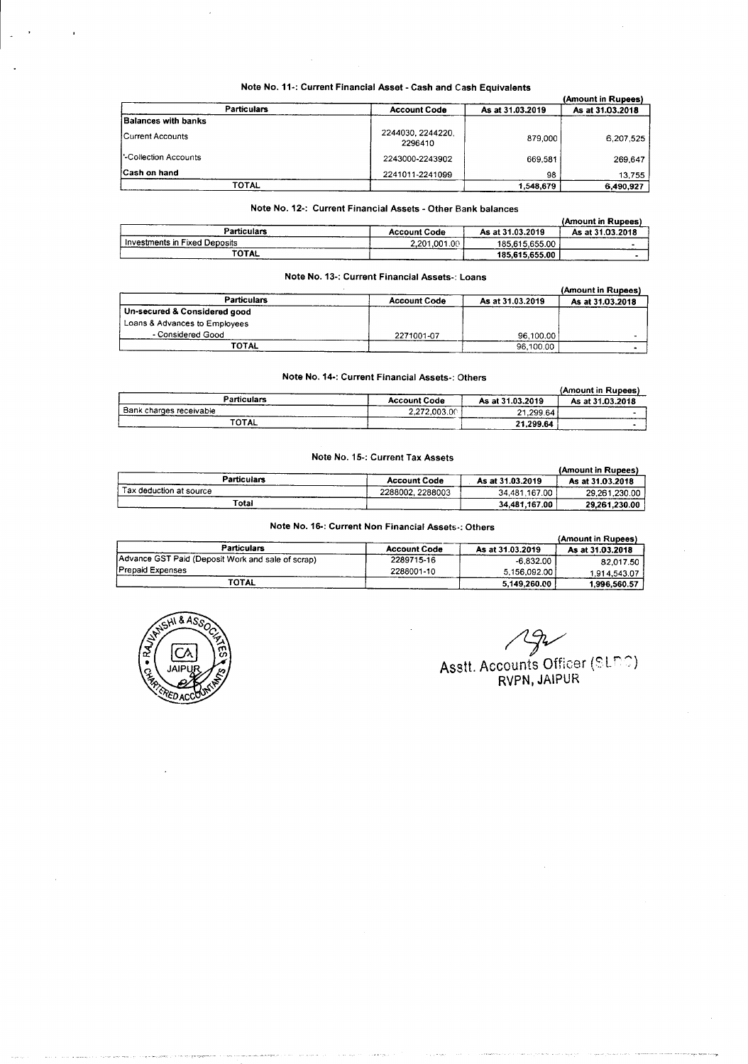### Note No. 11-: Current Financial Asset - Cash and Cash Equivalents

(Amount in Rupees)

| Particulars | Account Code | As at 31.03.2019 | As at 31.03.2018 |
|---|---|---|---|
| **Balances with banks** | | | |
| Current Accounts | 2244030, 2244220, 2296410 | 879,000 | 6,207,525 |
| '-Collection Accounts | 2243000-2243902 | 669,581 | 269,647 |
| **Cash on hand** | 2241011-2241099 | 98 | 13,755 |
| TOTAL | | 1,548,679 | 6,490,927 |

### Note No. 12-: Current Financial Assets - Other Bank balances

(Amount in Rupees)

| Particulars | Account Code | As at 31.03.2019 | As at 31.03.2018 |
|---|---|---|---|
| Investments in Fixed Deposits | 2,201,001.00 | 185,615,655.00 | - |
| TOTAL | | 185,615,655.00 | - |

### Note No. 13-: Current Financial Assets-: Loans

(Amount in Rupees)

| Particulars | Account Code | As at 31.03.2019 | As at 31.03.2018 |
|---|---|---|---|
| **Un-secured & Considered good** | | | |
| Loans & Advances to Employees | | | |
| - Considered Good | 2271001-07 | 96,100.00 | - |
| TOTAL | | 96,100.00 | - |

### Note No. 14-: Current Financial Assets-: Others

(Amount in Rupees)

| Particulars | Account Code | As at 31.03.2019 | As at 31.03.2018 |
|---|---|---|---|
| Bank charges receivable | 2,272,003.00 | 21,299.64 | - |
| TOTAL | | 21,299.64 | - |

### Note No. 15-: Current Tax Assets

(Amount in Rupees)

| Particulars | Account Code | As at 31.03.2019 | As at 31.03.2018 |
|---|---|---|---|
| Tax deduction at source | 2288002, 2288003 | 34,481,167.00 | 29,261,230.00 |
| Total | | 34,481,167.00 | 29,261,230.00 |

### Note No. 16-: Current Non Financial Assets-: Others

(Amount in Rupees)

| Particulars | Account Code | As at 31.03.2019 | As at 31.03.2018 |
|---|---|---|---|
| Advance GST Paid (Deposit Work and sale of scrap) | 2289715-16 | -6,832.00 | 82,017.50 |
| Prepaid Expenses | 2288001-10 | 5,156,092.00 | 1,914,543.07 |
| TOTAL | | 5,149,260.00 | 1,996,560.57 |

RAJVANSHI & ASSOCIATES CA JAIPUR CHARTERED ACCOUNTANTS

Asstt. Accounts Officer (SLDC)
RVPN, JAIPUR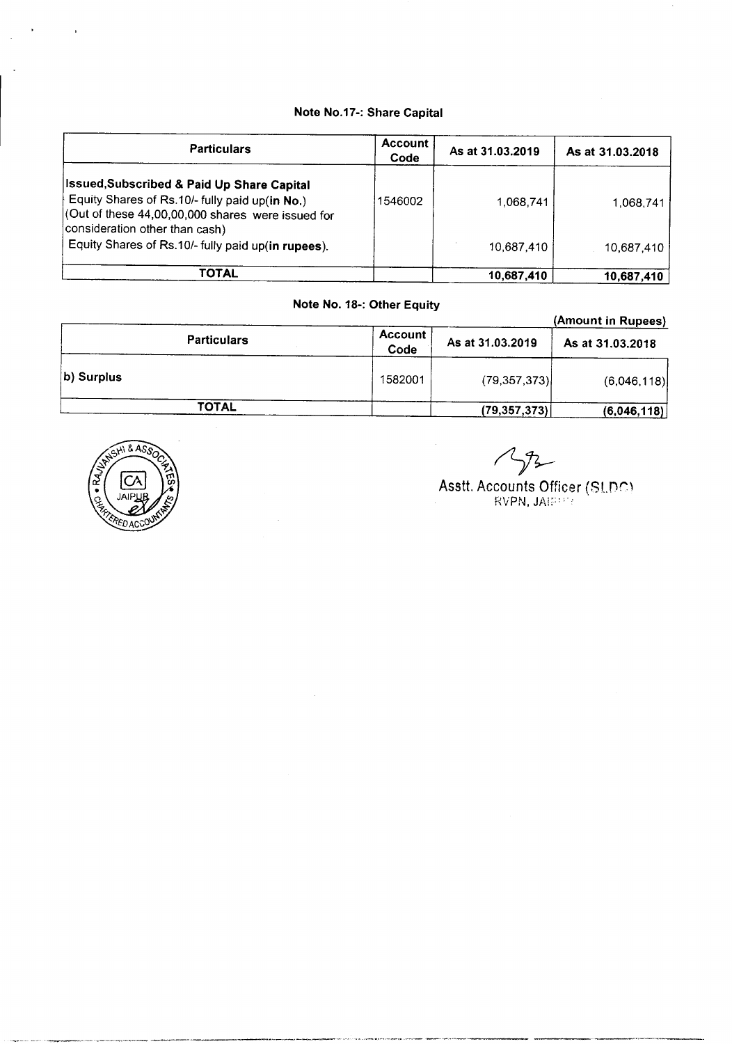## Note No.17-: Share Capital

| Particulars | Account Code | As at 31.03.2019 | As at 31.03.2018 |
|---|---|---|---|
| **Issued,Subscribed & Paid Up Share Capital**<br>Equity Shares of Rs.10/- fully paid up(**in No.**)<br>(Out of these 44,00,00,000 shares were issued for consideration other than cash) | 1546002 | 1,068,741 | 1,068,741 |
| Equity Shares of Rs.10/- fully paid up(**in rupees**). | | 10,687,410 | 10,687,410 |
| **TOTAL** | | **10,687,410** | **10,687,410** |

## Note No. 18-: Other Equity

**(Amount in Rupees)**

| Particulars | Account Code | As at 31.03.2019 | As at 31.03.2018 |
|---|---|---|---|
| b) Surplus | 1582001 | (79,357,373) | (6,046,118) |
| **TOTAL** | | **(79,357,373)** | **(6,046,118)** |

Asstt. Accounts Officer (SLDC)
RVPN, JAIPUR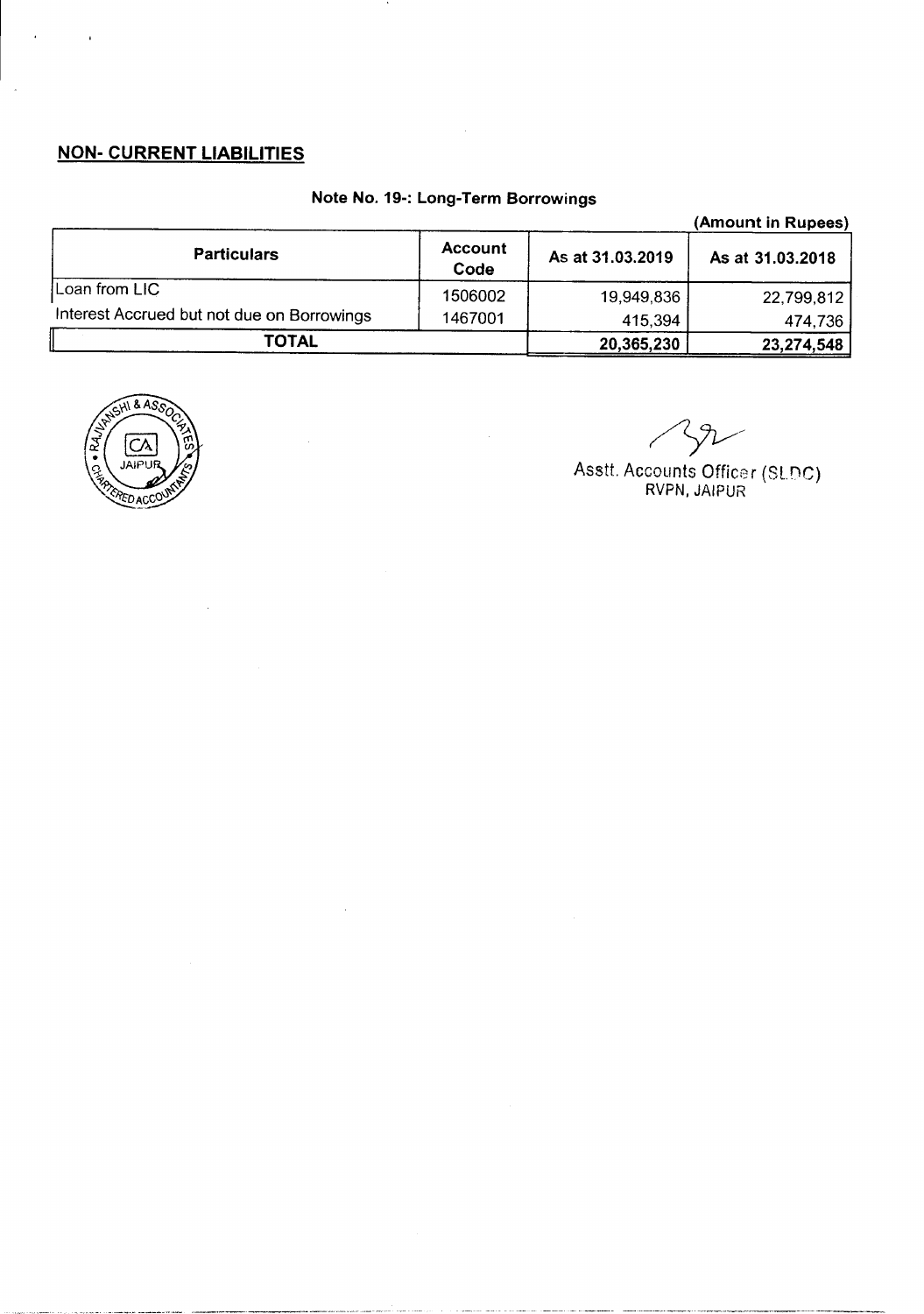## NON- CURRENT LIABILITIES

### Note No. 19-: Long-Term Borrowings

(Amount in Rupees)

| Particulars | Account Code | As at 31.03.2019 | As at 31.03.2018 |
|---|---|---|---|
| Loan from LIC | 1506002 | 19,949,836 | 22,799,812 |
| Interest Accrued but not due on Borrowings | 1467001 | 415,394 | 474,736 |
| **TOTAL** | | **20,365,230** | **23,274,548** |

RAJVANSHI & ASSOCIATES CHARTERED ACCOUNTANTS JAIPUR

Asstt. Accounts Officer (SLDC)
RVPN, JAIPUR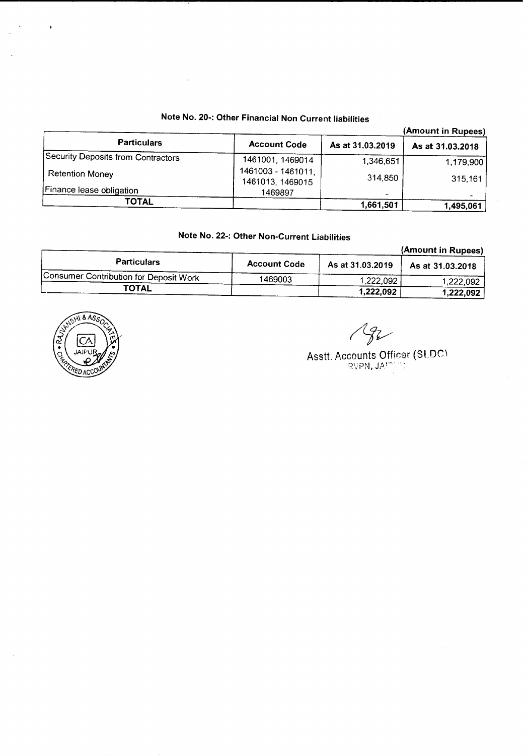## Note No. 20-: Other Financial Non Current liabilities

(Amount in Rupees)

| Particulars | Account Code | As at 31.03.2019 | As at 31.03.2018 |
|---|---|---|---|
| Security Deposits from Contractors | 1461001, 1469014 | 1,346,651 | 1,179,900 |
| Retention Money | 1461003 - 1461011, 1461013, 1469015 | 314,850 | 315,161 |
| Finance lease obligation | 1469897 | - | - |
| **TOTAL** | | **1,661,501** | **1,495,061** |

## Note No. 22-: Other Non-Current Liabilities

(Amount in Rupees)

| Particulars | Account Code | As at 31.03.2019 | As at 31.03.2018 |
|---|---|---|---|
| Consumer Contribution for Deposit Work | 1469003 | 1,222,092 | 1,222,092 |
| **TOTAL** | | **1,222,092** | **1,222,092** |

RAJVANSHI & ASSOCIATES CHARTERED ACCOUNTANTS JAIPUR

Asstt. Accounts Officer (SLDC)
RVPN, JAIPUR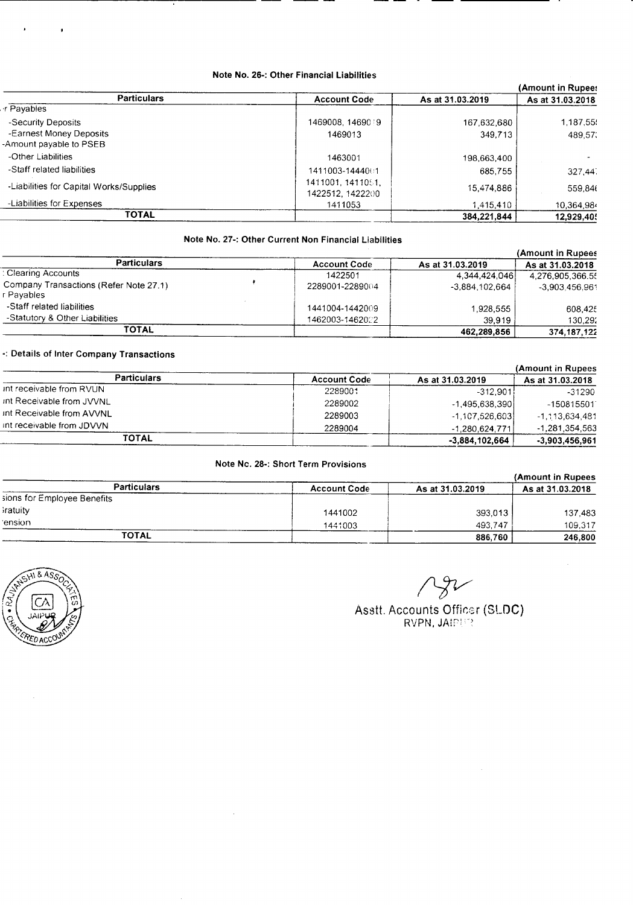### Note No. 26-: Other Financial Liabilities

(Amount in Rupees

| Particulars | Account Code | As at 31.03.2019 | As at 31.03.2018 |
|---|---|---|---|
| -r Payables | | | |
| -Security Deposits | 1469008, 1469019 | 167,632,680 | 1,187,55 |
| -Earnest Money Deposits | 1469013 | 349,713 | 489,57 |
| -Amount payable to PSEB | | | |
| -Other Liabilities | 1463001 | 198,663,400 | - |
| -Staff related liabilities | 1411003-1444001 | 685,755 | 327,44 |
| -Liabilities for Capital Works/Supplies | 1411001, 1411051, 1422512, 1422200 | 15,474,886 | 559,84 |
| -Liabilities for Expenses | 1411053 | 1,415,410 | 10,364,98 |
| **TOTAL** | | **384,221,844** | **12,929,40** |

### Note No. 27-: Other Current Non Financial Liabilities

(Amount in Rupees

| Particulars | Account Code | As at 31.03.2019 | As at 31.03.2018 |
|---|---|---|---|
| : Clearing Accounts | 1422501 | 4,344,424,046 | 4,276,905,366.5 |
| Company Transactions (Refer Note 27.1) | 2289001-2289004 | -3,884,102,664 | -3,903,456,961 |
| r Payables | | | |
| -Staff related liabilities | 1441004-1442009 | 1,928,555 | 608,42 |
| -Statutory & Other Liabilities | 1462003-1462022 | 39,919 | 130,29 |
| **TOTAL** | | **462,289,856** | **374,187,12** |

### -: Details of Inter Company Transactions

(Amount in Rupees

| Particulars | Account Code | As at 31.03.2019 | As at 31.03.2018 |
|---|---|---|---|
| int receivable from RVUN | 2289001 | -312,901 | -31290 |
| int Receivable from JVVNL | 2289002 | -1,495,638,390 | -150815501 |
| int Receivable from AVVNL | 2289003 | -1,107,526,603 | -1,113,634,481 |
| int receivable from JDVVN | 2289004 | -1,280,624,771 | -1,281,354,563 |
| **TOTAL** | | **-3,884,102,664** | **-3,903,456,961** |

### Note No. 28-: Short Term Provisions

(Amount in Rupees

| Particulars | Account Code | As at 31.03.2019 | As at 31.03.2018 |
|---|---|---|---|
| sions for Employee Benefits | | | |
| iratuity | 1441002 | 393,013 | 137,483 |
| ension | 1441003 | 493,747 | 109,317 |
| **TOTAL** | | **886,760** | **246,800** |

Asstt. Accounts Officer (SLDC)
RVPN, JAIPUR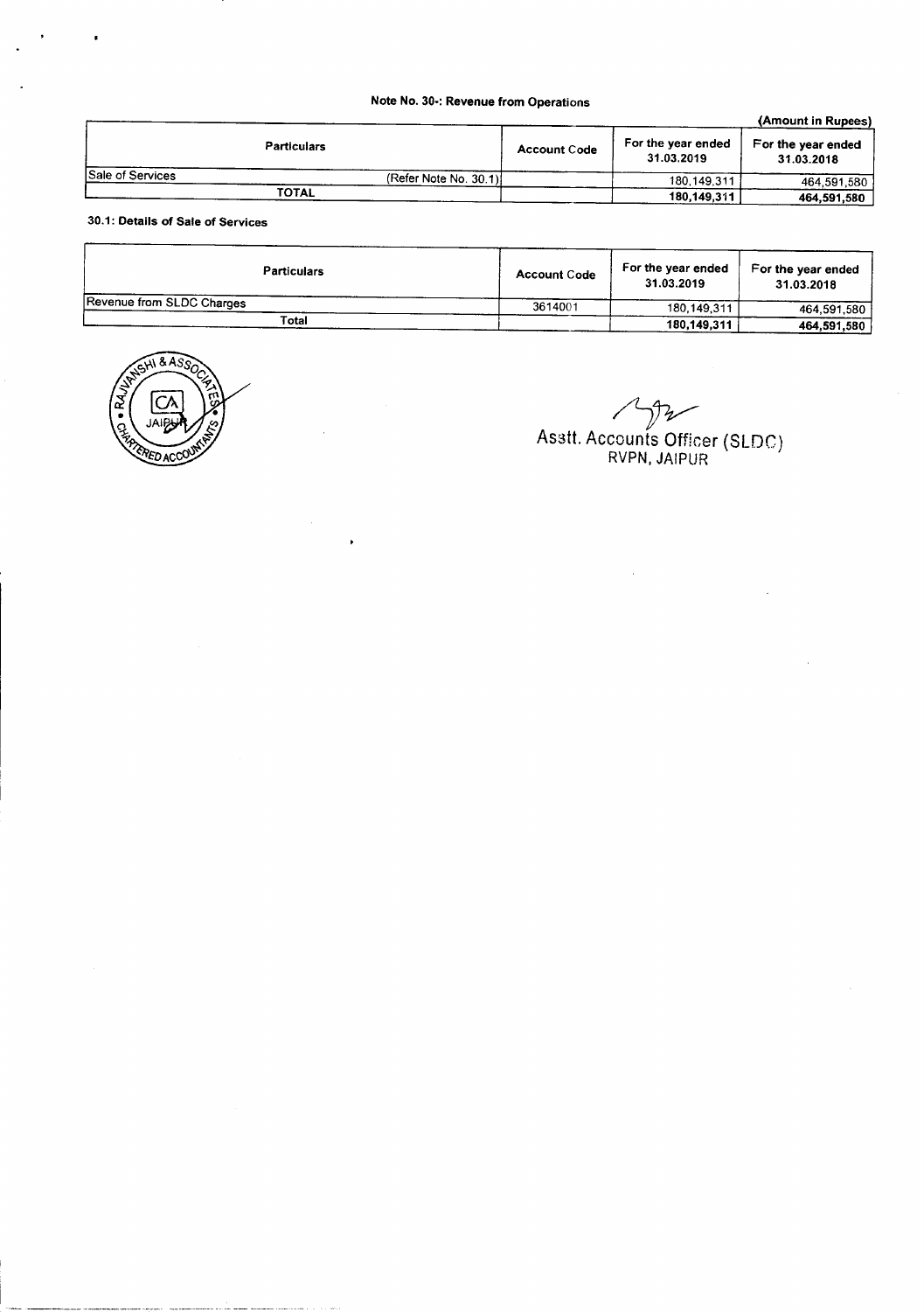## Note No. 30-: Revenue from Operations

(Amount in Rupees)

| Particulars | Account Code | For the year ended 31.03.2019 | For the year ended 31.03.2018 |
|---|---|---|---|
| Sale of Services (Refer Note No. 30.1) | | 180,149,311 | 464,591,580 |
| **TOTAL** | | **180,149,311** | **464,591,580** |

### 30.1: Details of Sale of Services

| Particulars | Account Code | For the year ended 31.03.2019 | For the year ended 31.03.2018 |
|---|---|---|---|
| Revenue from SLDC Charges | 3614001 | 180,149,311 | 464,591,580 |
| **Total** | | **180,149,311** | **464,591,580** |

RAJVANSHI & ASSOCIATES CHARTERED ACCOUNTANTS JAIPUR

Asstt. Accounts Officer (SLDC)
RVPN, JAIPUR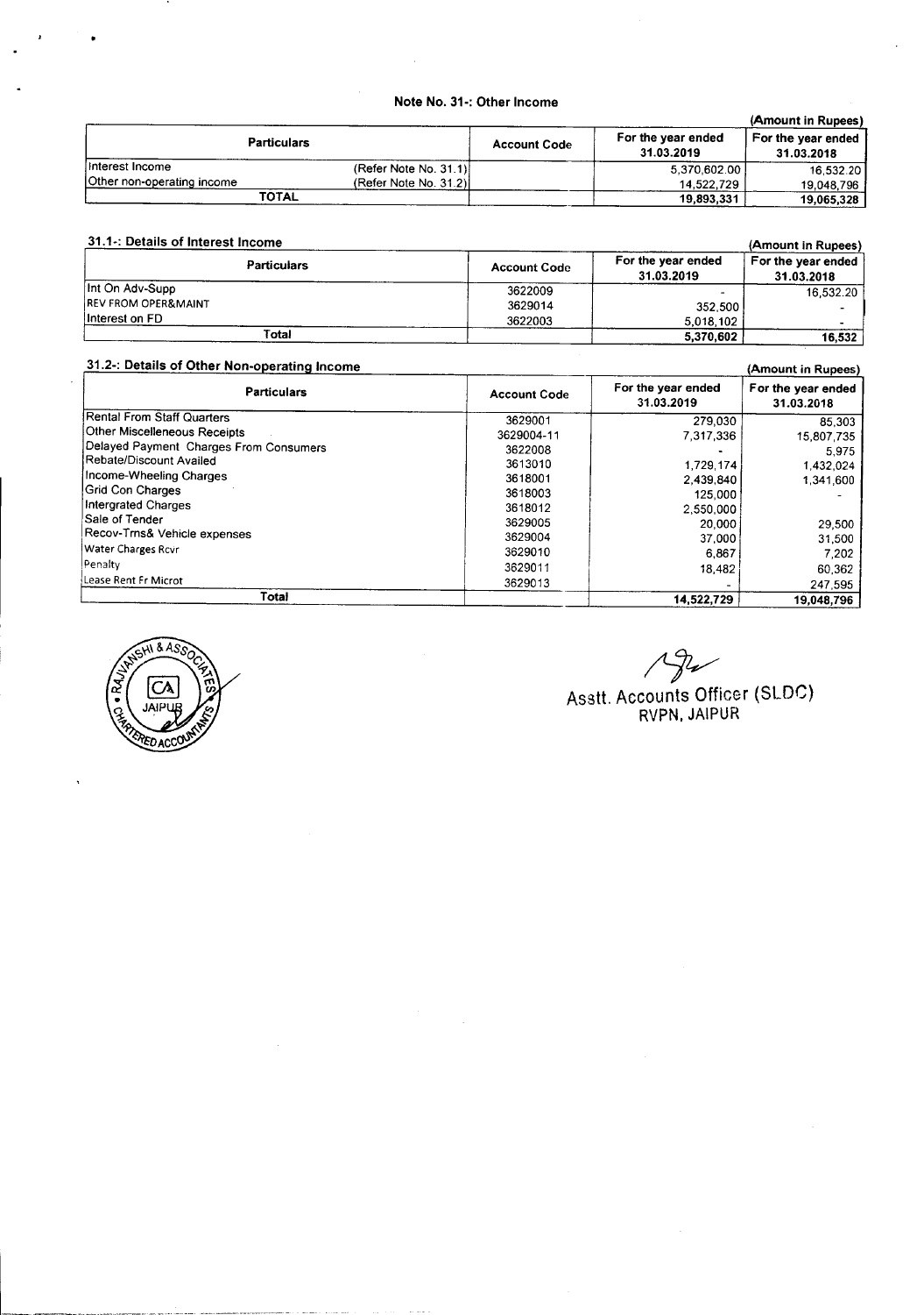## Note No. 31-: Other Income

(Amount in Rupees)

| Particulars | | Account Code | For the year ended 31.03.2019 | For the year ended 31.03.2018 |
|---|---|---|---|---|
| Interest Income | (Refer Note No. 31.1) | | 5,370,602.00 | 16,532.20 |
| Other non-operating income | (Refer Note No. 31.2) | | 14,522,729 | 19,048,796 |
| TOTAL | | | 19,893,331 | 19,065,328 |

### 31.1-: Details of Interest Income

(Amount in Rupees)

| Particulars | Account Code | For the year ended 31.03.2019 | For the year ended 31.03.2018 |
|---|---|---|---|
| Int On Adv-Supp | 3622009 | - | 16,532.20 |
| REV FROM OPER&MAINT | 3629014 | 352,500 | - |
| Interest on FD | 3622003 | 5,018,102 | - |
| Total | | 5,370,602 | 16,532 |

### 31.2-: Details of Other Non-operating Income

(Amount in Rupees)

| Particulars | Account Code | For the year ended 31.03.2019 | For the year ended 31.03.2018 |
|---|---|---|---|
| Rental From Staff Quarters | 3629001 | 279,030 | 85,303 |
| Other Miscelleneous Receipts | 3629004-11 | 7,317,336 | 15,807,735 |
| Delayed Payment Charges From Consumers | 3622008 | - | 5,975 |
| Rebate/Discount Availed | 3613010 | 1,729,174 | 1,432,024 |
| Income-Wheeling Charges | 3618001 | 2,439,840 | 1,341,600 |
| Grid Con Charges | 3618003 | 125,000 | - |
| Intergrated Charges | 3618012 | 2,550,000 | |
| Sale of Tender | 3629005 | 20,000 | 29,500 |
| Recov-Trns& Vehicle expenses | 3629004 | 37,000 | 31,500 |
| Water Charges Rcvr | 3629010 | 6,867 | 7,202 |
| Penalty | 3629011 | 18,482 | 60,362 |
| Lease Rent Fr Microt | 3629013 | - | 247,595 |
| Total | | 14,522,729 | 19,048,796 |

RAJVANSHI & ASSOCIATES CHARTERED ACCOUNTANTS JAIPUR

Asstt. Accounts Officer (SLDC)
RVPN, JAIPUR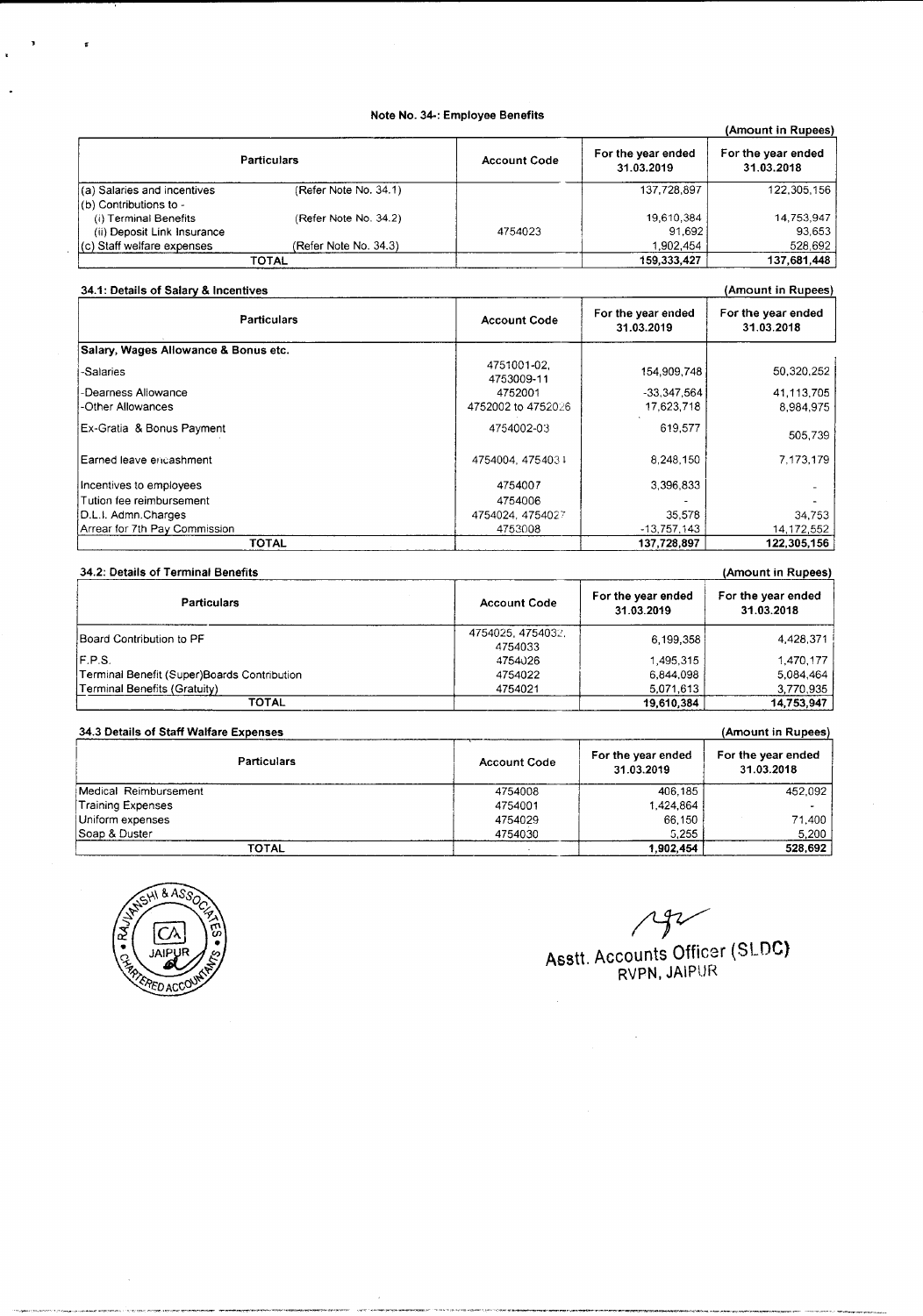## Note No. 34-: Employee Benefits

(Amount in Rupees)

| Particulars | | Account Code | For the year ended 31.03.2019 | For the year ended 31.03.2018 |
|---|---|---|---|---|
| (a) Salaries and incentives | (Refer Note No. 34.1) | | 137,728,897 | 122,305,156 |
| (b) Contributions to - | | | | |
| (i) Terminal Benefits | (Refer Note No. 34.2) | | 19,610,384 | 14,753,947 |
| (ii) Deposit Link Insurance | | 4754023 | 91,692 | 93,653 |
| (c) Staff welfare expenses | (Refer Note No. 34.3) | | 1,902,454 | 528,692 |
| TOTAL | | | 159,333,427 | 137,681,448 |

### 34.1: Details of Salary & Incentives

(Amount in Rupees)

| Particulars | Account Code | For the year ended 31.03.2019 | For the year ended 31.03.2018 |
|---|---|---|---|
| **Salary, Wages Allowance & Bonus etc.** | | | |
| -Salaries | 4751001-02, 4753009-11 | 154,909,748 | 50,320,252 |
| -Dearness Allowance | 4752001 | -33,347,564 | 41,113,705 |
| -Other Allowances | 4752002 to 4752026 | 17,623,718 | 8,984,975 |
| Ex-Gratia & Bonus Payment | 4754002-03 | 619,577 | 505,739 |
| Earned leave encashment | 4754004, 4754031 | 8,248,150 | 7,173,179 |
| Incentives to employees | 4754007 | 3,396,833 | - |
| Tution fee reimbursement | 4754006 | - | - |
| D.L.I. Admn.Charges | 4754024, 4754027 | 35,578 | 34,753 |
| Arrear for 7th Pay Commission | 4753008 | -13,757,143 | 14,172,552 |
| TOTAL | | 137,728,897 | 122,305,156 |

### 34.2: Details of Terminal Benefits

(Amount in Rupees)

| Particulars | Account Code | For the year ended 31.03.2019 | For the year ended 31.03.2018 |
|---|---|---|---|
| Board Contribution to PF | 4754025, 4754032, 4754033 | 6,199,358 | 4,428,371 |
| F.P.S. | 4754026 | 1,495,315 | 1,470,177 |
| Terminal Benefit (Super)Boards Contribution | 4754022 | 6,844,098 | 5,084,464 |
| Terminal Benefits (Gratuity) | 4754021 | 5,071,613 | 3,770,935 |
| TOTAL | | 19,610,384 | 14,753,947 |

### 34.3 Details of Staff Walfare Expenses

(Amount in Rupees)

| Particulars | Account Code | For the year ended 31.03.2019 | For the year ended 31.03.2018 |
|---|---|---|---|
| Medical Reimbursement | 4754008 | 406,185 | 452,092 |
| Training Expenses | 4754001 | 1,424,864 | - |
| Uniform expenses | 4754029 | 66,150 | 71,400 |
| Soap & Duster | 4754030 | 5,255 | 5,200 |
| TOTAL | - | 1,902,454 | 528,692 |

RAJVANSHI & ASSOCIATES CHARTERED ACCOUNTANTS JAIPUR

Asstt. Accounts Officer (SLDC)
RVPN, JAIPUR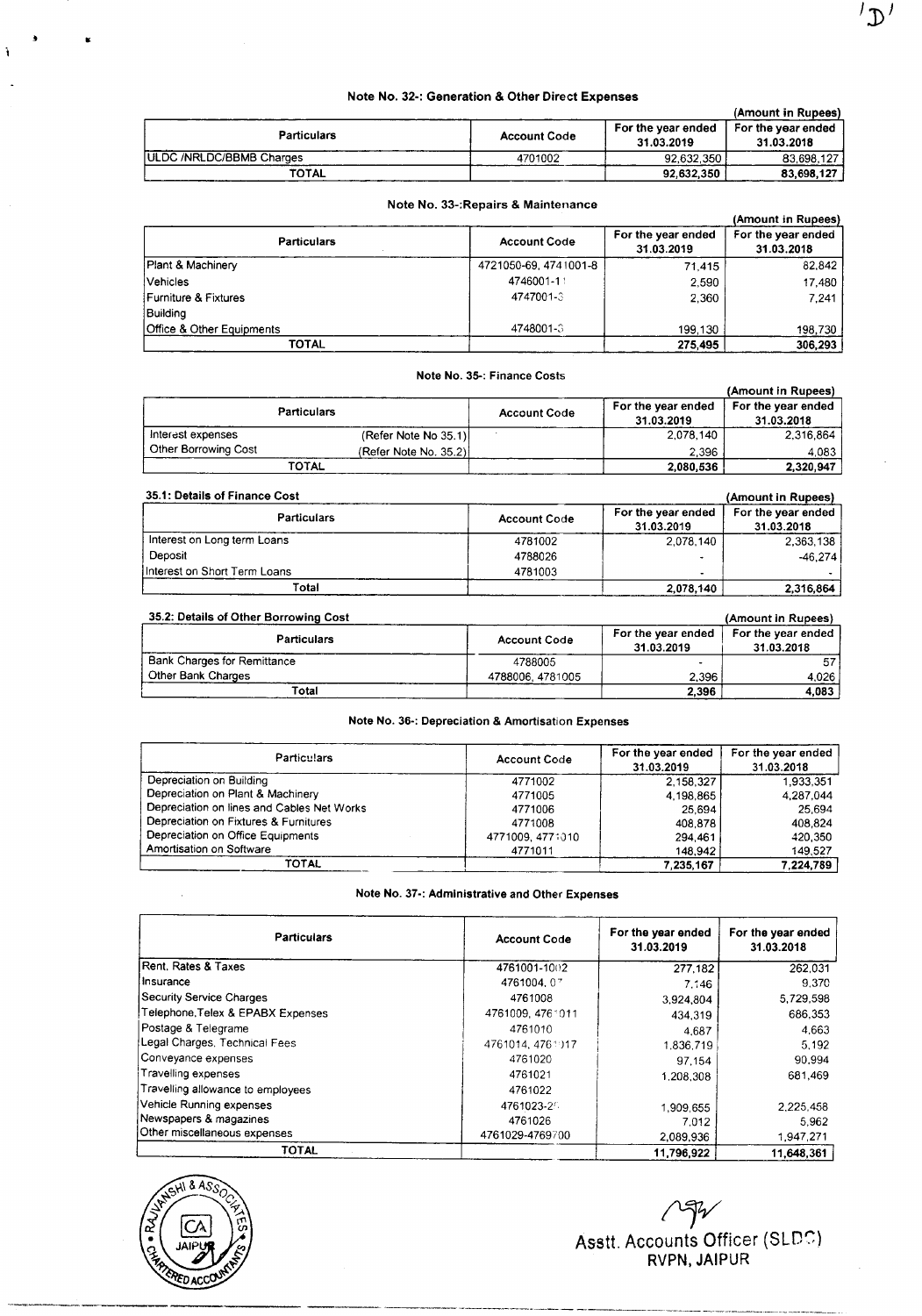### Note No. 32-: Generation & Other Direct Expenses

(Amount in Rupees)

| Particulars | Account Code | For the year ended 31.03.2019 | For the year ended 31.03.2018 |
|---|---|---|---|
| ULDC /NRLDC/BBMB Charges | 4701002 | 92,632,350 | 83,698,127 |
| TOTAL | | 92,632,350 | 83,698,127 |

### Note No. 33-:Repairs & Maintenance

(Amount in Rupees)

| Particulars | Account Code | For the year ended 31.03.2019 | For the year ended 31.03.2018 |
|---|---|---|---|
| Plant & Machinery | 4721050-69, 4741001-8 | 71,415 | 82,842 |
| Vehicles | 4746001-11 | 2,590 | 17,480 |
| Furniture & Fixtures | 4747001-3 | 2,360 | 7,241 |
| Building | | | |
| Office & Other Equipments | 4748001-3 | 199,130 | 198,730 |
| TOTAL | | 275,495 | 306,293 |

### Note No. 35-: Finance Costs

(Amount in Rupees)

| Particulars | | Account Code | For the year ended 31.03.2019 | For the year ended 31.03.2018 |
|---|---|---|---|---|
| Interest expenses | (Refer Note No 35.1) | | 2,078,140 | 2,316,864 |
| Other Borrowing Cost | (Refer Note No. 35.2) | | 2,396 | 4,083 |
| TOTAL | | | 2,080,536 | 2,320,947 |

**35.1: Details of Finance Cost**

(Amount in Rupees)

| Particulars | Account Code | For the year ended 31.03.2019 | For the year ended 31.03.2018 |
|---|---|---|---|
| Interest on Long term Loans | 4781002 | 2,078,140 | 2,363,138 |
| Deposit | 4788026 | - | -46,274 |
| Interest on Short Term Loans | 4781003 | - | - |
| Total | | 2,078,140 | 2,316,864 |

**35.2: Details of Other Borrowing Cost**

(Amount in Rupees)

| Particulars | Account Code | For the year ended 31.03.2019 | For the year ended 31.03.2018 |
|---|---|---|---|
| Bank Charges for Remittance | 4788005 | - | 57 |
| Other Bank Charges | 4788006, 4781005 | 2,396 | 4,026 |
| Total | | 2,396 | 4,083 |

### Note No. 36-: Depreciation & Amortisation Expenses

| Particulars | Account Code | For the year ended 31.03.2019 | For the year ended 31.03.2018 |
|---|---|---|---|
| Depreciation on Building | 4771002 | 2,158,327 | 1,933,351 |
| Depreciation on Plant & Machinery | 4771005 | 4,198,865 | 4,287,044 |
| Depreciation on lines and Cables Net Works | 4771006 | 25,694 | 25,694 |
| Depreciation on Fixtures & Furnitures | 4771008 | 408,878 | 408,824 |
| Depreciation on Office Equipments | 4771009, 4771010 | 294,461 | 420,350 |
| Amortisation on Software | 4771011 | 148,942 | 149,527 |
| TOTAL | | 7,235,167 | 7,224,789 |

### Note No. 37-: Administrative and Other Expenses

| Particulars | Account Code | For the year ended 31.03.2019 | For the year ended 31.03.2018 |
|---|---|---|---|
| Rent, Rates & Taxes | 4761001-1002 | 277,182 | 262,031 |
| Insurance | 4761004, 07 | 7,146 | 9,370 |
| Security Service Charges | 4761008 | 3,924,804 | 5,729,598 |
| Telephone,Telex & EPABX Expenses | 4761009, 4761011 | 434,319 | 686,353 |
| Postage & Telegrame | 4761010 | 4,687 | 4,663 |
| Legal Charges, Technical Fees | 4761014, 4761017 | 1,836,719 | 5,192 |
| Conveyance expenses | 4761020 | 97,154 | 90,994 |
| Travelling expenses | 4761021 | 1,208,308 | 681,469 |
| Travelling allowance to employees | 4761022 | | |
| Vehicle Running expenses | 4761023-25 | 1,909,655 | 2,225,458 |
| Newspapers & magazines | 4761026 | 7,012 | 5,962 |
| Other miscellaneous expenses | 4761029-4769700 | 2,089,936 | 1,947,271 |
| TOTAL | | 11,796,922 | 11,648,361 |

Asstt. Accounts Officer (SLDC)
RVPN, JAIPUR